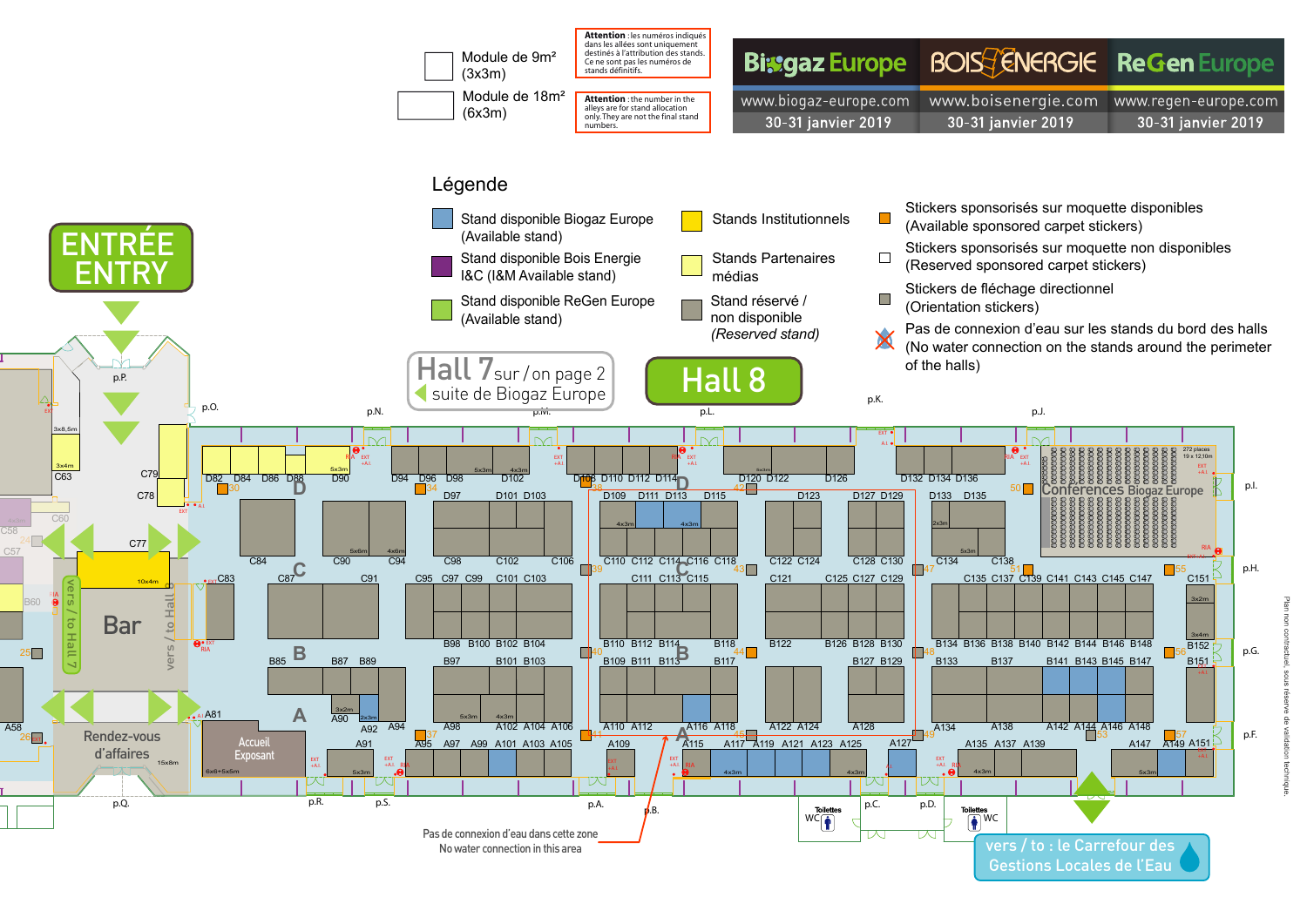Module de 9m² (3x3m)

Module de 18m² (6x3m)

**Attention** : les numéros indiqués dans les allées sont uniquement destinés à l'attribution des stands. Ce ne sont pas les numéros de stands définitifs.

**Attention** : the number in the alleys are for stand allocation only. They are not the final stand numbers.

**Biogaz Europe** — www.biogaz-europe.com — 30-31 janvier 2019

**BOIS ÉNERGIE** — www.boisenergie.com — 30-31 janvier 2019

**ReGen Europe** — www.regen-europe.com — 30-31 janvier 2019

## Légende

- Stand disponible Biogaz Europe (Available stand)
- Stand disponible Bois Energie I&C (I&M Available stand)
- Stand disponible ReGen Europe (Available stand)
- Stands Institutionnels
- Stands Partenaires médias
- Stand réservé / non disponible *(Reserved stand)*
- Stickers sponsorisés sur moquette disponibles (Available sponsored carpet stickers)
- Stickers sponsorisés sur moquette non disponibles (Reserved sponsored carpet stickers)
- Stickers de fléchage directionnel (Orientation stickers)
- Pas de connexion d'eau sur les stands du bord des halls (No water connection on the stands around the perimeter of the halls)

# ENTRÉE / ENTRY

Hall 7 sur / on page 2 — suite de Biogaz Europe

# Hall 8

Bar

vers / to Hall 7

Rendez-vous d'affaires

Accueil Exposant

Conférences Biogaz Europe

Pas de connexion d'eau dans cette zone / No water connection in this area

Toilettes WC

vers / to : le Carrefour des Gestions Locales de l'Eau

Plan non contractuel, sous réserve de validation technique.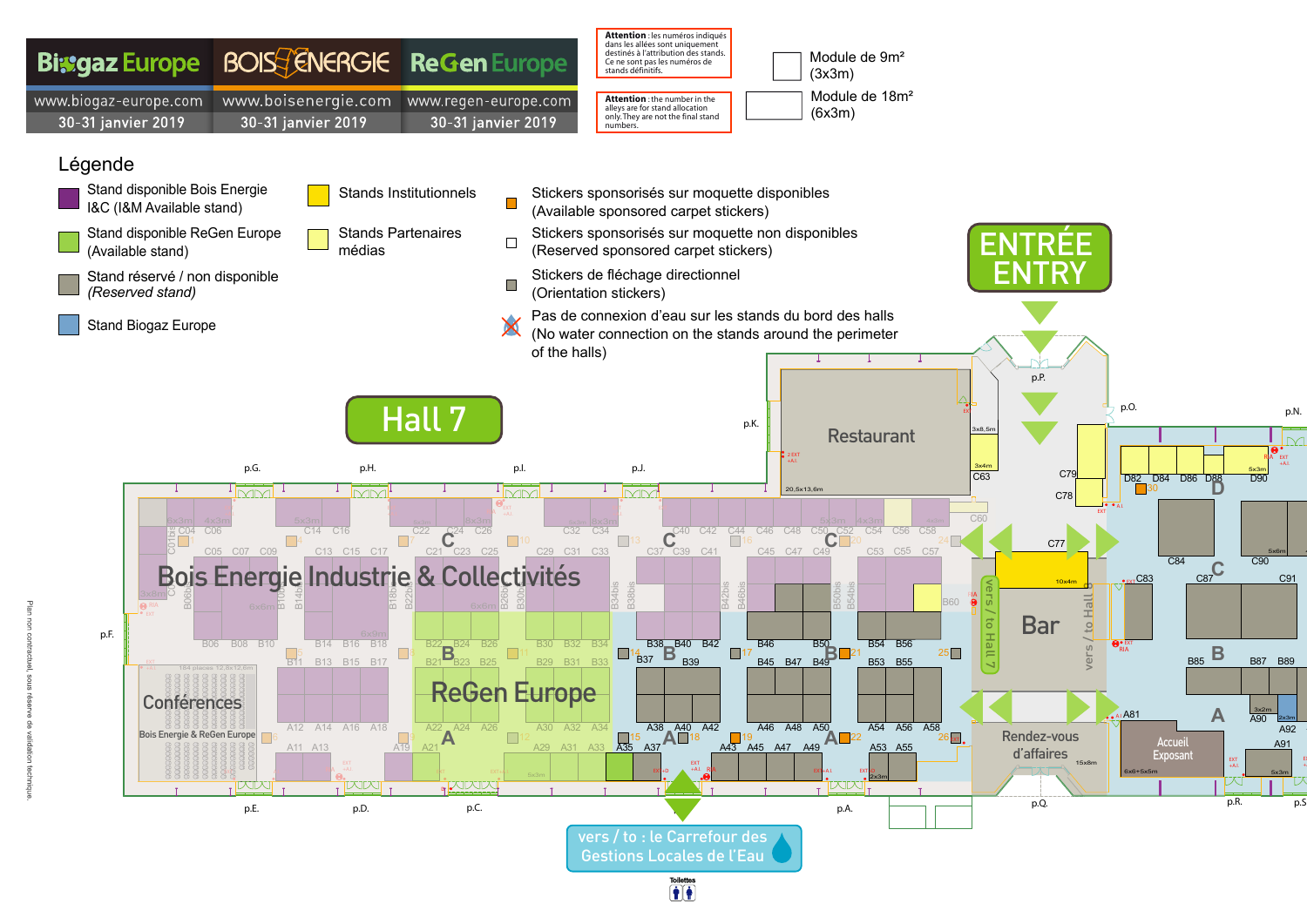# Biogaz Europe — BOIS ÉNERGIE — ReGen Europe

www.biogaz-europe.com — 30-31 janvier 2019

www.boisenergie.com — 30-31 janvier 2019

www.regen-europe.com — 30-31 janvier 2019

**Attention** : les numéros indiqués dans les allées sont uniquement destinés à l'attribution des stands. Ce ne sont pas les numéros de stands définitifs.

**Attention** : the number in the alleys are for stand allocation only. They are not the final stand numbers.

Module de 9m² (3x3m)

Module de 18m² (6x3m)

## Légende

- Stand disponible Bois Energie I&C (I&M Available stand)
- Stand disponible ReGen Europe (Available stand)
- Stand réservé / non disponible *(Reserved stand)*
- Stand Biogaz Europe
- Stands Institutionnels
- Stands Partenaires médias
- Stickers sponsorisés sur moquette disponibles (Available sponsored carpet stickers)
- Stickers sponsorisés sur moquette non disponibles (Reserved sponsored carpet stickers)
- Stickers de fléchage directionnel (Orientation stickers)
- Pas de connexion d'eau sur les stands du bord des halls (No water connection on the stands around the perimeter of the halls)

ENTRÉE ENTRY

Hall 7

Bois Energie Industrie & Collectivités

ReGen Europe

Conférences

Bois Energie & ReGen Europe

Restaurant

Bar

vers / to Hall 7

vers / to Hall 8

Rendez-vous d'affaires

Accueil Exposant

vers / to : le Carrefour des Gestions Locales de l'Eau

Toilettes

Plan non contractuel, sous réserve de validation technique.